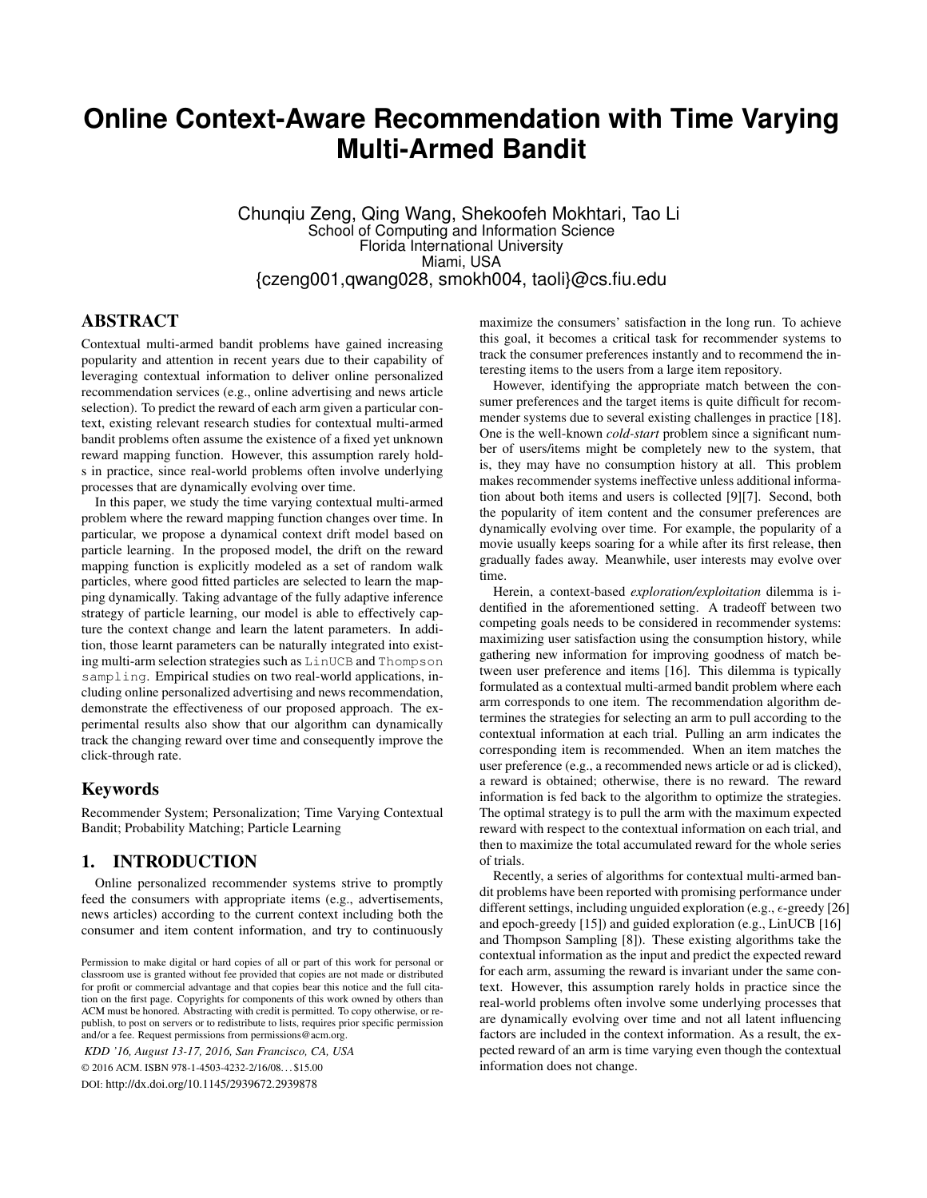# Online Context-Aware Recommendation with Time Varying Multi-Armed Bandit

Chunqiu Zeng, Qing Wang, Shekoofeh Mokhtari, Tao Li
School of Computing and Information Science
Florida International University
Miami, USA
{czeng001,qwang028, smokh004, taoli}@cs.fiu.edu

## ABSTRACT

Contextual multi-armed bandit problems have gained increasing popularity and attention in recent years due to their capability of leveraging contextual information to deliver online personalized recommendation services (e.g., online advertising and news article selection). To predict the reward of each arm given a particular context, existing relevant research studies for contextual multi-armed bandit problems often assume the existence of a fixed yet unknown reward mapping function. However, this assumption rarely holds in practice, since real-world problems often involve underlying processes that are dynamically evolving over time.

In this paper, we study the time varying contextual multi-armed problem where the reward mapping function changes over time. In particular, we propose a dynamical context drift model based on particle learning. In the proposed model, the drift on the reward mapping function is explicitly modeled as a set of random walk particles, where good fitted particles are selected to learn the mapping dynamically. Taking advantage of the fully adaptive inference strategy of particle learning, our model is able to effectively capture the context change and learn the latent parameters. In addition, those learnt parameters can be naturally integrated into existing multi-arm selection strategies such as `LinUCB` and `Thompson sampling`. Empirical studies on two real-world applications, including online personalized advertising and news recommendation, demonstrate the effectiveness of our proposed approach. The experimental results also show that our algorithm can dynamically track the changing reward over time and consequently improve the click-through rate.

## Keywords

Recommender System; Personalization; Time Varying Contextual Bandit; Probability Matching; Particle Learning

## 1. INTRODUCTION

Online personalized recommender systems strive to promptly feed the consumers with appropriate items (e.g., advertisements, news articles) according to the current context including both the consumer and item content information, and try to continuously maximize the consumers' satisfaction in the long run. To achieve this goal, it becomes a critical task for recommender systems to track the consumer preferences instantly and to recommend the interesting items to the users from a large item repository.

However, identifying the appropriate match between the consumer preferences and the target items is quite difficult for recommender systems due to several existing challenges in practice [18]. One is the well-known *cold-start* problem since a significant number of users/items might be completely new to the system, that is, they may have no consumption history at all. This problem makes recommender systems ineffective unless additional information about both items and users is collected [9][7]. Second, both the popularity of item content and the consumer preferences are dynamically evolving over time. For example, the popularity of a movie usually keeps soaring for a while after its first release, then gradually fades away. Meanwhile, user interests may evolve over time.

Herein, a context-based *exploration/exploitation* dilemma is identified in the aforementioned setting. A tradeoff between two competing goals needs to be considered in recommender systems: maximizing user satisfaction using the consumption history, while gathering new information for improving goodness of match between user preference and items [16]. This dilemma is typically formulated as a contextual multi-armed bandit problem where each arm corresponds to one item. The recommendation algorithm determines the strategies for selecting an arm to pull according to the contextual information at each trial. Pulling an arm indicates the corresponding item is recommended. When an item matches the user preference (e.g., a recommended news article or ad is clicked), a reward is obtained; otherwise, there is no reward. The reward information is fed back to the algorithm to optimize the strategies. The optimal strategy is to pull the arm with the maximum expected reward with respect to the contextual information on each trial, and then to maximize the total accumulated reward for the whole series of trials.

Recently, a series of algorithms for contextual multi-armed bandit problems have been reported with promising performance under different settings, including unguided exploration (e.g., $\epsilon$-greedy [26] and epoch-greedy [15]) and guided exploration (e.g., LinUCB [16] and Thompson Sampling [8]). These existing algorithms take the contextual information as the input and predict the expected reward for each arm, assuming the reward is invariant under the same context. However, this assumption rarely holds in practice since the real-world problems often involve some underlying processes that are dynamically evolving over time and not all latent influencing factors are included in the context information. As a result, the expected reward of an arm is time varying even though the contextual information does not change.

Permission to make digital or hard copies of all or part of this work for personal or classroom use is granted without fee provided that copies are not made or distributed for profit or commercial advantage and that copies bear this notice and the full citation on the first page. Copyrights for components of this work owned by others than ACM must be honored. Abstracting with credit is permitted. To copy otherwise, or republish, to post on servers or to redistribute to lists, requires prior specific permission and/or a fee. Request permissions from permissions@acm.org.

*KDD '16, August 13-17, 2016, San Francisco, CA, USA*
© 2016 ACM. ISBN 978-1-4503-4232-2/16/08. . . $15.00
DOI: http://dx.doi.org/10.1145/2939672.2939878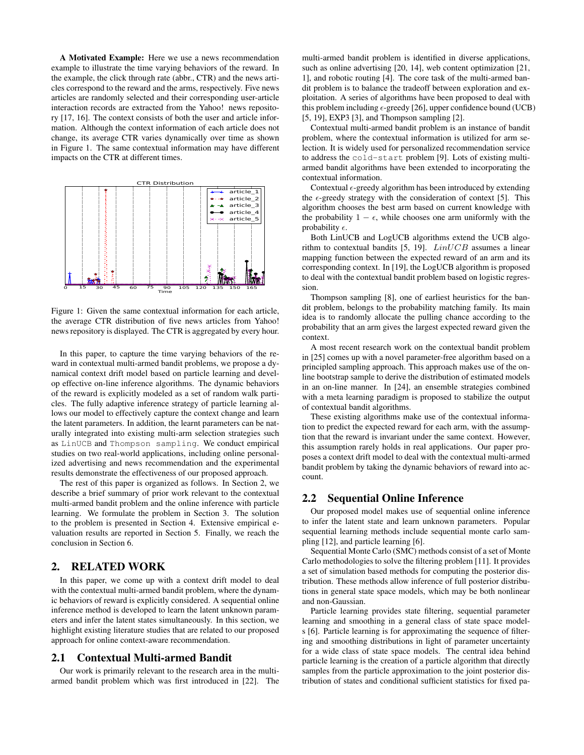**A Motivated Example:** Here we use a news recommendation example to illustrate the time varying behaviors of the reward. In the example, the click through rate (abbr., CTR) and the news articles correspond to the reward and the arms, respectively. Five news articles are randomly selected and their corresponding user-article interaction records are extracted from the Yahoo! news repository [17, 16]. The context consists of both the user and article information. Although the context information of each article does not change, its average CTR varies dynamically over time as shown in Figure 1. The same contextual information may have different impacts on the CTR at different times.

CTR Distribution

article_1
article_2
article_3
article_4
article_5

0 15 30 45 60 75 90 105 120 135 150 165
Time

Figure 1: Given the same contextual information for each article, the average CTR distribution of five news articles from Yahoo! news repository is displayed. The CTR is aggregated by every hour.

In this paper, to capture the time varying behaviors of the reward in contextual multi-armed bandit problems, we propose a dynamical context drift model based on particle learning and develop effective on-line inference algorithms. The dynamic behaviors of the reward is explicitly modeled as a set of random walk particles. The fully adaptive inference strategy of particle learning allows our model to effectively capture the context change and learn the latent parameters. In addition, the learnt parameters can be naturally integrated into existing multi-arm selection strategies such as `LinUCB` and `Thompson sampling`. We conduct empirical studies on two real-world applications, including online personalized advertising and news recommendation and the experimental results demonstrate the effectiveness of our proposed approach.

The rest of this paper is organized as follows. In Section 2, we describe a brief summary of prior work relevant to the contextual multi-armed bandit problem and the online inference with particle learning. We formulate the problem in Section 3. The solution to the problem is presented in Section 4. Extensive empirical evaluation results are reported in Section 5. Finally, we reach the conclusion in Section 6.

# 2. RELATED WORK

In this paper, we come up with a context drift model to deal with the contextual multi-armed bandit problem, where the dynamic behaviors of reward is explicitly considered. A sequential online inference method is developed to learn the latent unknown parameters and infer the latent states simultaneously. In this section, we highlight existing literature studies that are related to our proposed approach for online context-aware recommendation.

## 2.1 Contextual Multi-armed Bandit

Our work is primarily relevant to the research area in the multi-armed bandit problem which was first introduced in [22]. The multi-armed bandit problem is identified in diverse applications, such as online advertising [20, 14], web content optimization [21, 1], and robotic routing [4]. The core task of the multi-armed bandit problem is to balance the tradeoff between exploration and exploitation. A series of algorithms have been proposed to deal with this problem including $\epsilon$-greedy [26], upper confidence bound (UCB) [5, 19], EXP3 [3], and Thompson sampling [2].

Contextual multi-armed bandit problem is an instance of bandit problem, where the contextual information is utilized for arm selection. It is widely used for personalized recommendation service to address the `cold-start` problem [9]. Lots of existing multi-armed bandit algorithms have been extended to incorporating the contextual information.

Contextual $\epsilon$-greedy algorithm has been introduced by extending the $\epsilon$-greedy strategy with the consideration of context [5]. This algorithm chooses the best arm based on current knowledge with the probability $1 - \epsilon$, while chooses one arm uniformly with the probability $\epsilon$.

Both LinUCB and LogUCB algorithms extend the UCB algorithm to contextual bandits [5, 19]. $LinUCB$ assumes a linear mapping function between the expected reward of an arm and its corresponding context. In [19], the LogUCB algorithm is proposed to deal with the contextual bandit problem based on logistic regression.

Thompson sampling [8], one of earliest heuristics for the bandit problem, belongs to the probability matching family. Its main idea is to randomly allocate the pulling chance according to the probability that an arm gives the largest expected reward given the context.

A most recent research work on the contextual bandit problem in [25] comes up with a novel parameter-free algorithm based on a principled sampling approach. This approach makes use of the online bootstrap sample to derive the distribution of estimated models in an on-line manner. In [24], an ensemble strategies combined with a meta learning paradigm is proposed to stabilize the output of contextual bandit algorithms.

These existing algorithms make use of the contextual information to predict the expected reward for each arm, with the assumption that the reward is invariant under the same context. However, this assumption rarely holds in real applications. Our paper proposes a context drift model to deal with the contextual multi-armed bandit problem by taking the dynamic behaviors of reward into account.

## 2.2 Sequential Online Inference

Our proposed model makes use of sequential online inference to infer the latent state and learn unknown parameters. Popular sequential learning methods include sequential monte carlo sampling [12], and particle learning [6].

Sequential Monte Carlo (SMC) methods consist of a set of Monte Carlo methodologies to solve the filtering problem [11]. It provides a set of simulation based methods for computing the posterior distribution. These methods allow inference of full posterior distributions in general state space models, which may be both nonlinear and non-Gaussian.

Particle learning provides state filtering, sequential parameter learning and smoothing in a general class of state space models [6]. Particle learning is for approximating the sequence of filtering and smoothing distributions in light of parameter uncertainty for a wide class of state space models. The central idea behind particle learning is the creation of a particle algorithm that directly samples from the particle approximation to the joint posterior distribution of states and conditional sufficient statistics for fixed pa-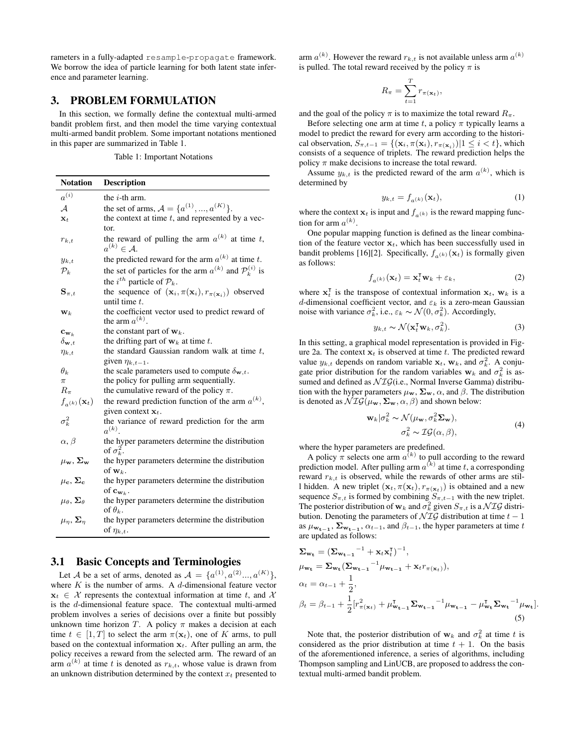rameters in a fully-adapted `resample-propagate` framework. We borrow the idea of particle learning for both latent state inference and parameter learning.

## 3. PROBLEM FORMULATION

In this section, we formally define the contextual multi-armed bandit problem first, and then model the time varying contextual multi-armed bandit problem. Some important notations mentioned in this paper are summarized in Table 1.

Table 1: Important Notations

| Notation | Description |
|---|---|
| $a^{(i)}$ | the $i$-th arm. |
| $\mathcal{A}$ | the set of arms, $\mathcal{A} = \{a^{(1)}, a^{(2)}..., a^{(K)}\}$. |
| $\mathbf{x}_t$ | the context at time $t$, and represented by a vector. |
| $r_{k,t}$ | the reward of pulling the arm $a^{(k)}$ at time $t$, $a^{(k)} \in \mathcal{A}$. |
| $y_{k,t}$ | the predicted reward for the arm $a^{(k)}$ at time $t$. |
| $\mathcal{P}_k$ | the set of particles for the arm $a^{(k)}$ and $\mathcal{P}_k^{(i)}$ is the $i^{th}$ particle of $\mathcal{P}_k$. |
| $\mathbf{S}_{\pi,t}$ | the sequence of $(\mathbf{x}_i, \pi(\mathbf{x}_i), r_{\pi(\mathbf{x}_i)})$ observed until time $t$. |
| $\mathbf{w}_k$ | the coefficient vector used to predict reward of the arm $a^{(k)}$. |
| $\mathbf{c}_{\mathbf{w}_k}$ | the constant part of $\mathbf{w}_k$. |
| $\delta_{\mathbf{w},t}$ | the drifting part of $\mathbf{w}_k$ at time $t$. |
| $\eta_{k,t}$ | the standard Gaussian random walk at time $t$, given $\eta_{k,t-1}$. |
| $\theta_k$ | the scale parameters used to compute $\delta_{\mathbf{w},t}$. |
| $\pi$ | the policy for pulling arm sequentially. |
| $R_\pi$ | the cumulative reward of the policy $\pi$. |
| $f_{a^{(k)}}(\mathbf{x}_t)$ | the reward prediction function of the arm $a^{(k)}$, given context $\mathbf{x}_t$. |
| $\sigma_k^2$ | the variance of reward prediction for the arm $a^{(k)}$. |
| $\alpha, \beta$ | the hyper parameters determine the distribution of $\sigma_k^2$. |
| $\mu_\mathbf{w}, \Sigma_\mathbf{w}$ | the hyper parameters determine the distribution of $\mathbf{w}_k$. |
| $\mu_\mathbf{c}, \Sigma_\mathbf{c}$ | the hyper parameters determine the distribution of $\mathbf{c}_{\mathbf{w}_k}$. |
| $\mu_\theta, \Sigma_\theta$ | the hyper parameters determine the distribution of $\theta_k$. |
| $\mu_\eta, \Sigma_\eta$ | the hyper parameters determine the distribution of $\eta_{k,t}$. |

### 3.1 Basic Concepts and Terminologies

Let $\mathcal{A}$ be a set of arms, denoted as $\mathcal{A} = \{a^{(1)}, a^{(2)}..., a^{(K)}\}$, where $K$ is the number of arms. A $d$-dimensional feature vector $\mathbf{x}_t \in \mathcal{X}$ represents the contextual information at time $t$, and $\mathcal{X}$ is the $d$-dimensional feature space. The contextual multi-armed problem involves a series of decisions over a finite but possibly unknown time horizon $T$. A policy $\pi$ makes a decision at each time $t \in [1, T]$ to select the arm $\pi(\mathbf{x}_t)$, one of $K$ arms, to pull based on the contextual information $\mathbf{x}_t$. After pulling an arm, the policy receives a reward from the selected arm. The reward of an arm $a^{(k)}$ at time $t$ is denoted as $r_{k,t}$, whose value is drawn from an unknown distribution determined by the context $x_t$ presented to arm $a^{(k)}$. However the reward $r_{k,t}$ is not available unless arm $a^{(k)}$ is pulled. The total reward received by the policy $\pi$ is

$$R_\pi = \sum_{t=1}^{T} r_{\pi(\mathbf{x}_t)},$$

and the goal of the policy $\pi$ is to maximize the total reward $R_\pi$.

Before selecting one arm at time $t$, a policy $\pi$ typically learns a model to predict the reward for every arm according to the historical observation, $S_{\pi,t-1} = \{(\mathbf{x}_i, \pi(\mathbf{x}_i), r_{\pi(\mathbf{x}_i)}) | 1 \le i < t\}$, which consists of a sequence of triplets. The reward prediction helps the policy $\pi$ make decisions to increase the total reward.

Assume $y_{k,t}$ is the predicted reward of the arm $a^{(k)}$, which is determined by

$$y_{k,t} = f_{a^{(k)}}(\mathbf{x}_t), \tag{1}$$

where the context $\mathbf{x}_t$ is input and $f_{a^{(k)}}$ is the reward mapping function for arm $a^{(k)}$.

One popular mapping function is defined as the linear combination of the feature vector $\mathbf{x}_t$, which has been successfully used in bandit problems [16][2]. Specifically, $f_{a^{(k)}}(\mathbf{x}_t)$ is formally given as follows:

$$f_{a^{(k)}}(\mathbf{x}_t) = \mathbf{x}_t^\intercal \mathbf{w}_k + \varepsilon_k, \tag{2}$$

where $\mathbf{x}_t^\intercal$ is the transpose of contextual information $\mathbf{x}_t$, $\mathbf{w}_k$ is a $d$-dimensional coefficient vector, and $\varepsilon_k$ is a zero-mean Gaussian noise with variance $\sigma_k^2$, i.e., $\varepsilon_k \sim \mathcal{N}(0, \sigma_k^2)$. Accordingly,

$$y_{k,t} \sim \mathcal{N}(\mathbf{x}_t^\intercal \mathbf{w}_k, \sigma_k^2). \tag{3}$$

In this setting, a graphical model representation is provided in Figure 2a. The context $\mathbf{x}_t$ is observed at time $t$. The predicted reward value $y_{k,t}$ depends on random variable $\mathbf{x}_t$, $\mathbf{w}_k$, and $\sigma_k^2$. A conjugate prior distribution for the random variables $\mathbf{w}_k$ and $\sigma_k^2$ is assumed and defined as $\mathcal{NIG}$(i.e., Normal Inverse Gamma) distribution with the hyper parameters $\mu_\mathbf{w}$, $\Sigma_\mathbf{w}$, $\alpha$, and $\beta$. The distribution is denoted as $\mathcal{NIG}(\mu_\mathbf{w}, \Sigma_\mathbf{w}, \alpha, \beta)$ and shown below:

$$\begin{aligned} \mathbf{w}_k | \sigma_k^2 &\sim \mathcal{N}(\mu_\mathbf{w}, \sigma_k^2 \Sigma_\mathbf{w}), \\ \sigma_k^2 &\sim \mathcal{IG}(\alpha, \beta), \end{aligned} \tag{4}$$

where the hyper parameters are predefined.

A policy $\pi$ selects one arm $a^{(k)}$ to pull according to the reward prediction model. After pulling arm $a^{(k)}$ at time $t$, a corresponding reward $r_{k,t}$ is observed, while the rewards of other arms are still hidden. A new triplet $(\mathbf{x}_t, \pi(\mathbf{x}_t), r_{\pi(\mathbf{x}_t)})$ is obtained and a new sequence $S_{\pi,t}$ is formed by combining $S_{\pi,t-1}$ with the new triplet. The posterior distribution of $\mathbf{w}_k$ and $\sigma_k^2$ given $S_{\pi,t}$ is a $\mathcal{NIG}$ distribution. Denoting the parameters of $\mathcal{NIG}$ distribution at time $t-1$ as $\mu_{\mathbf{w_{t-1}}}$, $\Sigma_{\mathbf{w_{t-1}}}$, $\alpha_{t-1}$, and $\beta_{t-1}$, the hyper parameters at time $t$ are updated as follows:

$$\begin{aligned}
&\Sigma_{\mathbf{w_t}} = ({\Sigma_{\mathbf{w_{t-1}}}}^{-1} + \mathbf{x}_t \mathbf{x}_t^\intercal)^{-1}, \\
&\mu_{\mathbf{w_t}} = \Sigma_{\mathbf{w_t}} ({\Sigma_{\mathbf{w_{t-1}}}}^{-1} \mu_{\mathbf{w_{t-1}}} + \mathbf{x}_t r_{\pi(\mathbf{x}_t)}), \\
&\alpha_t = \alpha_{t-1} + \frac{1}{2}, \\
&\beta_t = \beta_{t-1} + \frac{1}{2}[r_{\pi(\mathbf{x}_t)}^2 + \mu_{\mathbf{w_{t-1}}}^\intercal {\Sigma_{\mathbf{w_{t-1}}}}^{-1} \mu_{\mathbf{w_{t-1}}} - \mu_{\mathbf{w_t}}^\intercal {\Sigma_{\mathbf{w_t}}}^{-1} \mu_{\mathbf{w_t}}].
\end{aligned} \tag{5}$$

Note that, the posterior distribution of $\mathbf{w}_k$ and $\sigma_k^2$ at time $t$ is considered as the prior distribution at time $t+1$. On the basis of the aforementioned inference, a series of algorithms, including Thompson sampling and LinUCB, are proposed to address the contextual multi-armed bandit problem.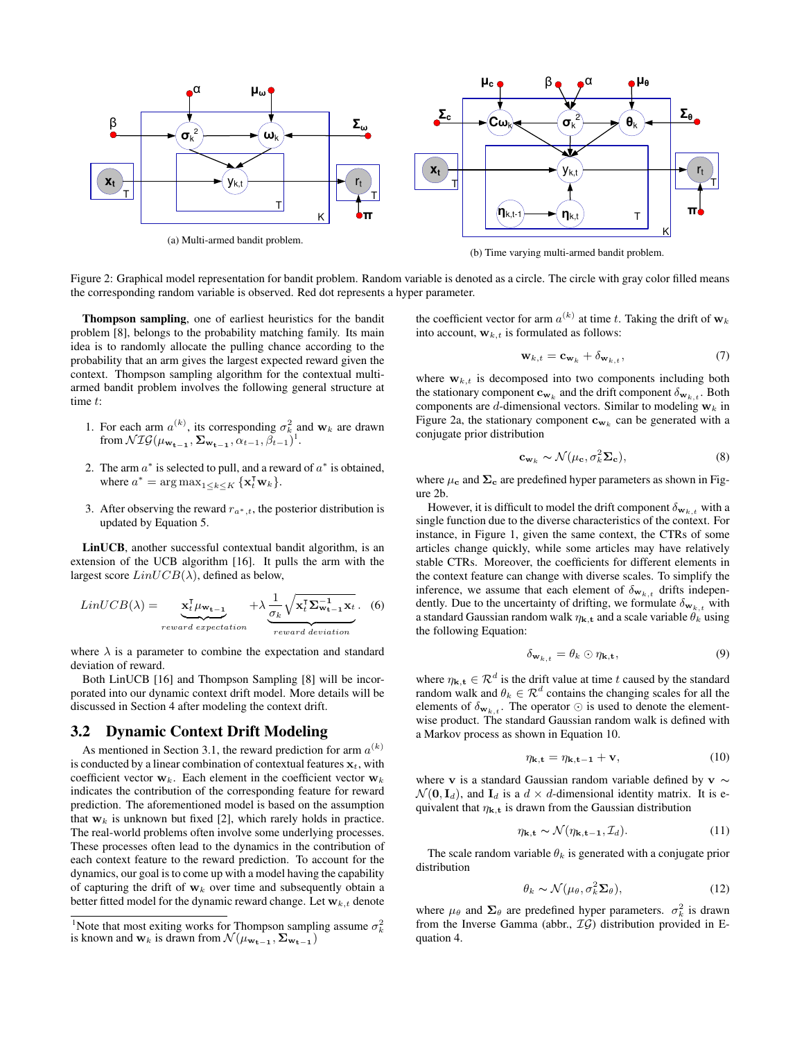(a) Multi-armed bandit problem.

(b) Time varying multi-armed bandit problem.

Figure 2: Graphical model representation for bandit problem. Random variable is denoted as a circle. The circle with gray color filled means the corresponding random variable is observed. Red dot represents a hyper parameter.

**Thompson sampling**, one of earliest heuristics for the bandit problem [8], belongs to the probability matching family. Its main idea is to randomly allocate the pulling chance according to the probability that an arm gives the largest expected reward given the context. Thompson sampling algorithm for the contextual multi-armed bandit problem involves the following general structure at time $t$:

1. For each arm $a^{(k)}$, its corresponding $\sigma_k^2$ and $\mathbf{w}_k$ are drawn from $\mathcal{NIG}(\mu_{\mathbf{w_{t-1}}}, \mathbf{\Sigma_{w_{t-1}}}, \alpha_{t-1}, \beta_{t-1})$[1].
2. The arm $a^*$ is selected to pull, and a reward of $a^*$ is obtained, where $a^* = \arg\max_{1 \le k \le K} \{\mathbf{x}_t^\intercal \mathbf{w}_k\}$.
3. After observing the reward $r_{a^*,t}$, the posterior distribution is updated by Equation 5.

**LinUCB**, another successful contextual bandit algorithm, is an extension of the UCB algorithm [16]. It pulls the arm with the largest score $LinUCB(\lambda)$, defined as below,

$$LinUCB(\lambda) = \underbrace{\mathbf{x}_t^\intercal \mu_{\mathbf{w_{t-1}}}}_{reward\ expectation} + \lambda \underbrace{\frac{1}{\sigma_k}\sqrt{\mathbf{x}_t^\intercal \mathbf{\Sigma_{w_{t-1}}^{-1}} \mathbf{x}_t}}_{reward\ deviation}. \quad (6)$$

where $\lambda$ is a parameter to combine the expectation and standard deviation of reward.

Both LinUCB [16] and Thompson Sampling [8] will be incorporated into our dynamic context drift model. More details will be discussed in Section 4 after modeling the context drift.

## 3.2 Dynamic Context Drift Modeling

As mentioned in Section 3.1, the reward prediction for arm $a^{(k)}$ is conducted by a linear combination of contextual features $\mathbf{x}_t$, with coefficient vector $\mathbf{w}_k$. Each element in the coefficient vector $\mathbf{w}_k$ indicates the contribution of the corresponding feature for reward prediction. The aforementioned model is based on the assumption that $\mathbf{w}_k$ is unknown but fixed [2], which rarely holds in practice. The real-world problems often involve some underlying processes. These processes often lead to the dynamics in the contribution of each context feature to the reward prediction. To account for the dynamics, our goal is to come up with a model having the capability of capturing the drift of $\mathbf{w}_k$ over time and subsequently obtain a better fitted model for the dynamic reward change. Let $\mathbf{w}_{k,t}$ denote the coefficient vector for arm $a^{(k)}$ at time $t$. Taking the drift of $\mathbf{w}_k$ into account, $\mathbf{w}_{k,t}$ is formulated as follows:

$$\mathbf{w}_{k,t} = \mathbf{c}_{\mathbf{w}_k} + \delta_{\mathbf{w}_{k,t}}, \quad (7)$$

where $\mathbf{w}_{k,t}$ is decomposed into two components including both the stationary component $\mathbf{c}_{\mathbf{w}_k}$ and the drift component $\delta_{\mathbf{w}_{k,t}}$. Both components are $d$-dimensional vectors. Similar to modeling $\mathbf{w}_k$ in Figure 2a, the stationary component $\mathbf{c}_{\mathbf{w}_k}$ can be generated with a conjugate prior distribution

$$\mathbf{c}_{\mathbf{w}_k} \sim \mathcal{N}(\mu_\mathbf{c}, \sigma_k^2 \mathbf{\Sigma_c}), \quad (8)$$

where $\mu_\mathbf{c}$ and $\mathbf{\Sigma_c}$ are predefined hyper parameters as shown in Figure 2b.

However, it is difficult to model the drift component $\delta_{\mathbf{w}_{k,t}}$ with a single function due to the diverse characteristics of the context. For instance, in Figure 1, given the same context, the CTRs of some articles change quickly, while some articles may have relatively stable CTRs. Moreover, the coefficients for different elements in the context feature can change with diverse scales. To simplify the inference, we assume that each element of $\delta_{\mathbf{w}_{k,t}}$ drifts independently. Due to the uncertainty of drifting, we formulate $\delta_{\mathbf{w}_{k,t}}$ with a standard Gaussian random walk $\eta_{\mathbf{k,t}}$ and a scale variable $\theta_k$ using the following Equation:

$$\delta_{\mathbf{w}_{k,t}} = \theta_k \odot \eta_{\mathbf{k,t}}, \quad (9)$$

where $\eta_{\mathbf{k,t}} \in \mathcal{R}^d$ is the drift value at time $t$ caused by the standard random walk and $\theta_k \in \mathcal{R}^d$ contains the changing scales for all the elements of $\delta_{\mathbf{w}_{k,t}}$. The operator $\odot$ is used to denote the element-wise product. The standard Gaussian random walk is defined with a Markov process as shown in Equation 10.

$$\eta_{\mathbf{k,t}} = \eta_{\mathbf{k,t-1}} + \mathbf{v}, \quad (10)$$

where $\mathbf{v}$ is a standard Gaussian random variable defined by $\mathbf{v} \sim \mathcal{N}(\mathbf{0}, \mathbf{I}_d)$, and $\mathbf{I}_d$ is a $d \times d$-dimensional identity matrix. It is equivalent that $\eta_{\mathbf{k,t}}$ is drawn from the Gaussian distribution

$$\eta_{\mathbf{k,t}} \sim \mathcal{N}(\eta_{\mathbf{k,t-1}}, \mathcal{I}_d). \quad (11)$$

The scale random variable $\theta_k$ is generated with a conjugate prior distribution

$$\theta_k \sim \mathcal{N}(\mu_\theta, \sigma_k^2 \mathbf{\Sigma}_\theta), \quad (12)$$

where $\mu_\theta$ and $\mathbf{\Sigma}_\theta$ are predefined hyper parameters. $\sigma_k^2$ is drawn from the Inverse Gamma (abbr., $\mathcal{IG}$) distribution provided in Equation 4.

[1] Note that most exiting works for Thompson sampling assume $\sigma_k^2$ is known and $\mathbf{w}_k$ is drawn from $\mathcal{N}(\mu_{\mathbf{w_{t-1}}}, \mathbf{\Sigma_{w_{t-1}}})$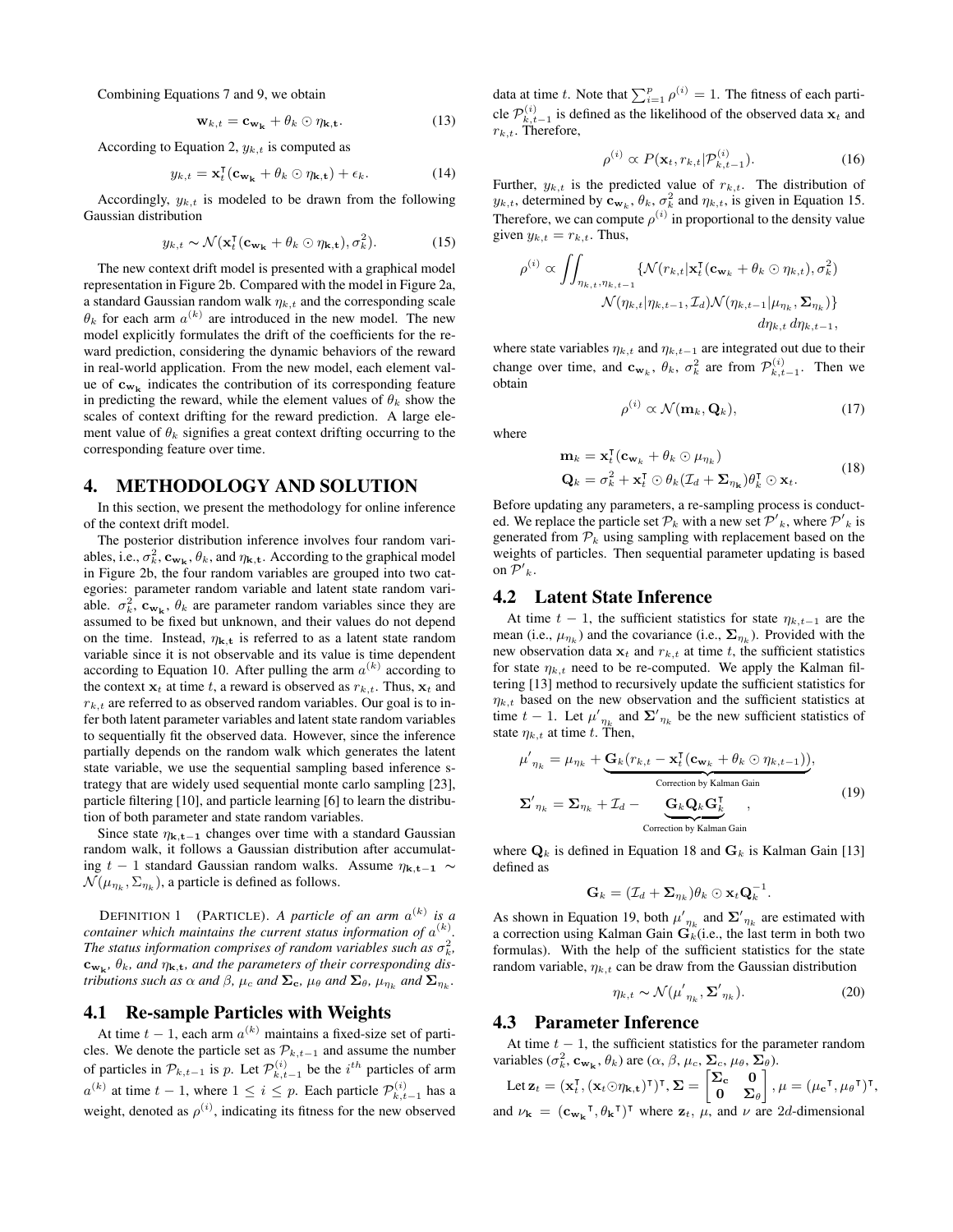Combining Equations 7 and 9, we obtain

$$\mathbf{w}_{k,t} = \mathbf{c}_{\mathbf{w_k}} + \theta_k \odot \eta_{\mathbf{k},\mathbf{t}}. \tag{13}$$

According to Equation 2, $y_{k,t}$ is computed as

$$y_{k,t} = \mathbf{x}_t^{\intercal}(\mathbf{c}_{\mathbf{w_k}} + \theta_k \odot \eta_{\mathbf{k},\mathbf{t}}) + \epsilon_k. \tag{14}$$

Accordingly, $y_{k,t}$ is modeled to be drawn from the following Gaussian distribution

$$y_{k,t} \sim \mathcal{N}(\mathbf{x}_t^{\intercal}(\mathbf{c}_{\mathbf{w_k}} + \theta_k \odot \eta_{\mathbf{k},\mathbf{t}}), \sigma_k^2). \tag{15}$$

The new context drift model is presented with a graphical model representation in Figure 2b. Compared with the model in Figure 2a, a standard Gaussian random walk $\eta_{k,t}$ and the corresponding scale $\theta_k$ for each arm $a^{(k)}$ are introduced in the new model. The new model explicitly formulates the drift of the coefficients for the reward prediction, considering the dynamic behaviors of the reward in real-world application. From the new model, each element value of $\mathbf{c}_{\mathbf{w_k}}$ indicates the contribution of its corresponding feature in predicting the reward, while the element values of $\theta_k$ show the scales of context drifting for the reward prediction. A large element value of $\theta_k$ signifies a great context drifting occurring to the corresponding feature over time.

# 4. METHODOLOGY AND SOLUTION

In this section, we present the methodology for online inference of the context drift model.

The posterior distribution inference involves four random variables, i.e., $\sigma_k^2$, $\mathbf{c}_{\mathbf{w_k}}$, $\theta_k$, and $\eta_{\mathbf{k},\mathbf{t}}$. According to the graphical model in Figure 2b, the four random variables are grouped into two categories: parameter random variable and latent state random variable. $\sigma_k^2$, $\mathbf{c}_{\mathbf{w_k}}$, $\theta_k$ are parameter random variables since they are assumed to be fixed but unknown, and their values do not depend on the time. Instead, $\eta_{\mathbf{k},\mathbf{t}}$ is referred to as a latent state random variable since it is not observable and its value is time dependent according to Equation 10. After pulling the arm $a^{(k)}$ according to the context $\mathbf{x}_t$ at time $t$, a reward is observed as $r_{k,t}$. Thus, $\mathbf{x}_t$ and $r_{k,t}$ are referred to as observed random variables. Our goal is to infer both latent parameter variables and latent state random variables to sequentially fit the observed data. However, since the inference partially depends on the random walk which generates the latent state variable, we use the sequential sampling based inference strategy that are widely used sequential monte carlo sampling [23], particle filtering [10], and particle learning [6] to learn the distribution of both parameter and state random variables.

Since state $\eta_{\mathbf{k},\mathbf{t-1}}$ changes over time with a standard Gaussian random walk, it follows a Gaussian distribution after accumulating $t-1$ standard Gaussian random walks. Assume $\eta_{\mathbf{k},\mathbf{t-1}} \sim \mathcal{N}(\mu_{\eta_k}, \Sigma_{\eta_k})$, a particle is defined as follows.

DEFINITION 1 (PARTICLE). *A particle of an arm $a^{(k)}$ is a container which maintains the current status information of $a^{(k)}$. The status information comprises of random variables such as $\sigma_k^2$, $\mathbf{c}_{\mathbf{w_k}}$, $\theta_k$, and $\eta_{\mathbf{k},\mathbf{t}}$, and the parameters of their corresponding distributions such as $\alpha$ and $\beta$, $\mu_c$ and $\mathbf{\Sigma_c}$, $\mu_\theta$ and $\mathbf{\Sigma}_\theta$, $\mu_{\eta_k}$ and $\mathbf{\Sigma}_{\eta_k}$.*

## 4.1 Re-sample Particles with Weights

At time $t-1$, each arm $a^{(k)}$ maintains a fixed-size set of particles. We denote the particle set as $\mathcal{P}_{k,t-1}$ and assume the number of particles in $\mathcal{P}_{k,t-1}$ is $p$. Let $\mathcal{P}_{k,t-1}^{(i)}$ be the $i^{th}$ particles of arm $a^{(k)}$ at time $t-1$, where $1 \leq i \leq p$. Each particle $\mathcal{P}_{k,t-1}^{(i)}$ has a weight, denoted as $\rho^{(i)}$, indicating its fitness for the new observed data at time $t$. Note that $\sum_{i=1}^{p} \rho^{(i)} = 1$. The fitness of each particle $\mathcal{P}_{k,t-1}^{(i)}$ is defined as the likelihood of the observed data $\mathbf{x}_t$ and $r_{k,t}$. Therefore,

$$\rho^{(i)} \propto P(\mathbf{x}_t, r_{k,t} | \mathcal{P}_{k,t-1}^{(i)}). \tag{16}$$

Further, $y_{k,t}$ is the predicted value of $r_{k,t}$. The distribution of $y_{k,t}$, determined by $\mathbf{c}_{\mathbf{w}_k}$, $\theta_k$, $\sigma_k^2$ and $\eta_{k,t}$, is given in Equation 15. Therefore, we can compute $\rho^{(i)}$ in proportional to the density value given $y_{k,t} = r_{k,t}$. Thus,

$$\rho^{(i)} \propto \iint_{\eta_{k,t}, \eta_{k,t-1}} \{\mathcal{N}(r_{k,t} | \mathbf{x}_t^{\intercal}(\mathbf{c}_{\mathbf{w}_k} + \theta_k \odot \eta_{k,t}), \sigma_k^2) \\ \mathcal{N}(\eta_{k,t} | \eta_{k,t-1}, \mathcal{I}_d) \mathcal{N}(\eta_{k,t-1} | \mu_{\eta_k}, \mathbf{\Sigma}_{\eta_k})\} \\ d\eta_{k,t}\, d\eta_{k,t-1},$$

where state variables $\eta_{k,t}$ and $\eta_{k,t-1}$ are integrated out due to their change over time, and $\mathbf{c}_{\mathbf{w}_k}$, $\theta_k$, $\sigma_k^2$ are from $\mathcal{P}_{k,t-1}^{(i)}$. Then we obtain

$$\rho^{(i)} \propto \mathcal{N}(\mathbf{m}_k, \mathbf{Q}_k), \tag{17}$$

where

$$\begin{aligned} \mathbf{m}_k &= \mathbf{x}_t^{\intercal}(\mathbf{c}_{\mathbf{w}_k} + \theta_k \odot \mu_{\eta_k}) \\ \mathbf{Q}_k &= \sigma_k^2 + \mathbf{x}_t^{\intercal} \odot \theta_k (\mathcal{I}_d + \mathbf{\Sigma}_{\eta_\mathbf{k}}) \theta_k^{\intercal} \odot \mathbf{x}_t. \end{aligned} \tag{18}$$

Before updating any parameters, a re-sampling process is conducted. We replace the particle set $\mathcal{P}_k$ with a new set $\mathcal{P'}_k$, where $\mathcal{P'}_k$ is generated from $\mathcal{P}_k$ using sampling with replacement based on the weights of particles. Then sequential parameter updating is based on $\mathcal{P'}_k$.

## 4.2 Latent State Inference

At time $t-1$, the sufficient statistics for state $\eta_{k,t-1}$ are the mean (i.e., $\mu_{\eta_k}$) and the covariance (i.e., $\mathbf{\Sigma}_{\eta_k}$). Provided with the new observation data $\mathbf{x}_t$ and $r_{k,t}$ at time $t$, the sufficient statistics for state $\eta_{k,t}$ need to be re-computed. We apply the Kalman filtering [13] method to recursively update the sufficient statistics for $\eta_{k,t}$ based on the new observation and the sufficient statistics at time $t-1$. Let $\mu'_{\eta_k}$ and $\mathbf{\Sigma}'_{\eta_k}$ be the new sufficient statistics of state $\eta_{k,t}$ at time $t$. Then,

$$\begin{aligned} \mu'_{\eta_k} &= \mu_{\eta_k} + \underbrace{\mathbf{G}_k(r_{k,t} - \mathbf{x}_t^{\intercal}(\mathbf{c}_{\mathbf{w}_k} + \theta_k \odot \eta_{k,t-1}))}_{\text{Correction by Kalman Gain}}, \\ \mathbf{\Sigma}'_{\eta_k} &= \mathbf{\Sigma}_{\eta_k} + \mathcal{I}_d - \underbrace{\mathbf{G}_k \mathbf{Q}_k \mathbf{G}_k^{\intercal}}_{\text{Correction by Kalman Gain}}, \end{aligned} \tag{19}$$

where $\mathbf{Q}_k$ is defined in Equation 18 and $\mathbf{G}_k$ is Kalman Gain [13] defined as

$$\mathbf{G}_k = (\mathcal{I}_d + \mathbf{\Sigma}_{\eta_k})\theta_k \odot \mathbf{x}_t \mathbf{Q}_k^{-1}.$$

As shown in Equation 19, both $\mu'_{\eta_k}$ and $\mathbf{\Sigma}'_{\eta_k}$ are estimated with a correction using Kalman Gain $\mathbf{G}_k$(i.e., the last term in both two formulas). With the help of the sufficient statistics for the state random variable, $\eta_{k,t}$ can be draw from the Gaussian distribution

$$\eta_{k,t} \sim \mathcal{N}(\mu'_{\eta_k}, \mathbf{\Sigma}'_{\eta_k}). \tag{20}$$

## 4.3 Parameter Inference

At time $t-1$, the sufficient statistics for the parameter random variables ($\sigma_k^2$, $\mathbf{c}_{\mathbf{w}_k}$, $\theta_k$) are ($\alpha$, $\beta$, $\mu_c$, $\mathbf{\Sigma}_c$, $\mu_\theta$, $\mathbf{\Sigma}_\theta$).

Let $\mathbf{z}_t = (\mathbf{x}_t^{\intercal}, (\mathbf{x}_t \odot \eta_{\mathbf{k},\mathbf{t}})^{\intercal})^{\intercal}$, $\mathbf{\Sigma} = \begin{bmatrix} \mathbf{\Sigma_c} & \mathbf{0} \\ \mathbf{0} & \mathbf{\Sigma}_\theta \end{bmatrix}$, $\mu = (\mu_\mathbf{c}{}^{\intercal}, \mu_\theta{}^{\intercal})^{\intercal}$, and $\nu_\mathbf{k} = (\mathbf{c}_{\mathbf{w_k}}{}^{\intercal}, \theta_\mathbf{k}{}^{\intercal})^{\intercal}$ where $\mathbf{z}_t$, $\mu$, and $\nu$ are $2d$-dimensional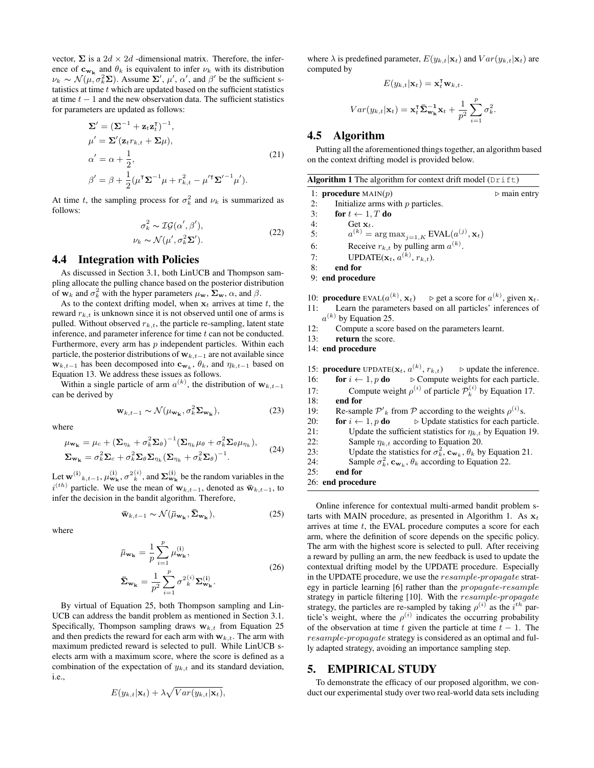vector, $\mathbf{\Sigma}$ is a $2d \times 2d$ -dimensional matrix. Therefore, the inference of $\mathbf{c_{w_k}}$ and $\theta_k$ is equivalent to infer $\nu_k$ with its distribution $\nu_k \sim \mathcal{N}(\mu, \sigma_k^2 \mathbf{\Sigma})$. Assume $\mathbf{\Sigma}'$, $\mu'$, $\alpha'$, and $\beta'$ be the sufficient statistics at time $t$ which are updated based on the sufficient statistics at time $t-1$ and the new observation data. The sufficient statistics for parameters are updated as follows:

$$
\begin{aligned}
\mathbf{\Sigma}' &= (\mathbf{\Sigma}^{-1} + \mathbf{z}_t \mathbf{z}_t^{\intercal})^{-1}, \\
\mu' &= \mathbf{\Sigma}'(\mathbf{z}_t r_{k,t} + \mathbf{\Sigma}\mu), \\
\alpha' &= \alpha + \frac{1}{2}, \\
\beta' &= \beta + \frac{1}{2}(\mu^{\intercal} \mathbf{\Sigma}^{-1} \mu + r_{k,t}^2 - \mu'^{\intercal} \mathbf{\Sigma}'^{-1} \mu').
\end{aligned}
\tag{21}
$$

At time $t$, the sampling process for $\sigma_k^2$ and $\nu_k$ is summarized as follows:

$$
\begin{aligned}
\sigma_k^2 &\sim \mathcal{IG}(\alpha', \beta'), \\
\nu_k &\sim \mathcal{N}(\mu', \sigma_k^2 \mathbf{\Sigma}').
\end{aligned}
\tag{22}
$$

## 4.4 Integration with Policies

As discussed in Section 3.1, both LinUCB and Thompson sampling allocate the pulling chance based on the posterior distribution of $\mathbf{w}_k$ and $\sigma_k^2$ with the hyper parameters $\mu_{\mathbf{w}}$, $\mathbf{\Sigma}_{\mathbf{w}}$, $\alpha$, and $\beta$.

As to the context drifting model, when $\mathbf{x}_t$ arrives at time $t$, the reward $r_{k,t}$ is unknown since it is not observed until one of arms is pulled. Without observed $r_{k,t}$, the particle re-sampling, latent state inference, and parameter inference for time $t$ can not be conducted. Furthermore, every arm has $p$ independent particles. Within each particle, the posterior distributions of $\mathbf{w}_{k,t-1}$ are not available since $\mathbf{w}_{k,t-1}$ has been decomposed into $\mathbf{c}_{\mathbf{w}_k}$, $\theta_k$, and $\eta_{k,t-1}$ based on Equation 13. We address these issues as follows.

Within a single particle of arm $a^{(k)}$, the distribution of $\mathbf{w}_{k,t-1}$ can be derived by

$$
\mathbf{w}_{k,t-1} \sim \mathcal{N}(\mu_{\mathbf{w_k}}, \sigma_k^2 \mathbf{\Sigma}_{\mathbf{w_k}}),
\tag{23}
$$

where

$$
\begin{aligned}
\mu_{\mathbf{w_k}} &= \mu_c + (\mathbf{\Sigma}_{\eta_k} + \sigma_k^2 \mathbf{\Sigma}_\theta)^{-1} (\mathbf{\Sigma}_{\eta_k} \mu_\theta + \sigma_k^2 \mathbf{\Sigma}_\theta \mu_{\eta_k}), \\
\mathbf{\Sigma}_{\mathbf{w_k}} &= \sigma_k^2 \mathbf{\Sigma}_c + \sigma_k^2 \mathbf{\Sigma}_\theta \mathbf{\Sigma}_{\eta_k} (\mathbf{\Sigma}_{\eta_k} + \sigma_k^2 \mathbf{\Sigma}_\theta)^{-1}.
\end{aligned}
\tag{24}
$$

Let $\mathbf{w^{(i)}}_{k,t-1}$, $\mu_{\mathbf{w_k}}^{(\mathbf{i})}$, ${\sigma^2}_k^{(i)}$, and $\mathbf{\Sigma}_{\mathbf{w_k}}^{(\mathbf{i})}$ be the random variables in the $i^{(th)}$ particle. We use the mean of $\mathbf{w}_{k,t-1}$, denoted as $\bar{\mathbf{w}}_{k,t-1}$, to infer the decision in the bandit algorithm. Therefore,

$$
\bar{\mathbf{w}}_{k,t-1} \sim \mathcal{N}(\bar{\mu}_{\mathbf{w_k}}, \bar{\mathbf{\Sigma}}_{\mathbf{w_k}}),
\tag{25}
$$

where

$$
\begin{aligned}
\bar{\mu}_{\mathbf{w_k}} &= \frac{1}{p} \sum_{i=1}^{p} \mu_{\mathbf{w_k}}^{(\mathbf{i})}, \\
\bar{\mathbf{\Sigma}}_{\mathbf{w_k}} &= \frac{1}{p^2} \sum_{i=1}^{p} {\sigma^2}_k^{(i)} \mathbf{\Sigma}_{\mathbf{w_k}}^{(\mathbf{i})}.
\end{aligned}
\tag{26}
$$

By virtual of Equation 25, both Thompson sampling and LinUCB can address the bandit problem as mentioned in Section 3.1. Specifically, Thompson sampling draws $\mathbf{w}_{k,t}$ from Equation 25 and then predicts the reward for each arm with $\mathbf{w}_{k,t}$. The arm with maximum predicted reward is selected to pull. While LinUCB selects arm with a maximum score, where the score is defined as a combination of the expectation of $y_{k,t}$ and its standard deviation, i.e.,

$$
E(y_{k,t}|\mathbf{x}_t) + \lambda \sqrt{Var(y_{k,t}|\mathbf{x}_t)},
$$

where $\lambda$ is predefined parameter, $E(y_{k,t}|\mathbf{x}_t)$ and $Var(y_{k,t}|\mathbf{x}_t)$ are computed by

$$
E(y_{k,t}|\mathbf{x}_t) = \mathbf{x}_t^{\intercal} \mathbf{w}_{k,t}.
$$

$$
Var(y_{k,t}|\mathbf{x}_t) = \mathbf{x}_t^{\intercal} \bar{\mathbf{\Sigma}}_{\mathbf{w_k}}^{-1} \mathbf{x}_t + \frac{1}{p^2} \sum_{i=1}^{p} \sigma_k^2.
$$

## 4.5 Algorithm

Putting all the aforementioned things together, an algorithm based on the context drifting model is provided below.

**Algorithm 1** The algorithm for context drift model (`Drift`)

```
 1: procedure MAIN(p)                                         ▷ main entry
 2:     Initialize arms with p particles.
 3:     for t ← 1, T do
 4:         Get x_t.
 5:         a^(k) = arg max_{j=1,K} EVAL(a^(j), x_t)
 6:         Receive r_{k,t} by pulling arm a^(k).
 7:         UPDATE(x_t, a^(k), r_{k,t}).
 8:     end for
 9: end procedure

10: procedure EVAL(a^(k), x_t)         ▷ get a score for a^(k), given x_t.
11:     Learn the parameters based on all particles' inferences of
        a^(k) by Equation 25.
12:     Compute a score based on the parameters learnt.
13:     return the score.
14: end procedure

15: procedure UPDATE(x_t, a^(k), r_{k,t})         ▷ update the inference.
16:     for i ← 1, p do          ▷ Compute weights for each particle.
17:         Compute weight ρ^(i) of particle P_k^(i) by Equation 17.
18:     end for
19:     Re-sample P'_k from P according to the weights ρ^(i)s.
20:     for i ← 1, p do          ▷ Update statistics for each particle.
21:         Update the sufficient statistics for η_{k,t} by Equation 19.
22:         Sample η_{k,t} according to Equation 20.
23:         Update the statistics for σ_k^2, c_{w_k}, θ_k by Equation 21.
24:         Sample σ_k^2, c_{w_k}, θ_k according to Equation 22.
25:     end for
26: end procedure
```

Online inference for contextual multi-armed bandit problem starts with MAIN procedure, as presented in Algorithm 1. As $\mathbf{x}_t$ arrives at time $t$, the EVAL procedure computes a score for each arm, where the definition of score depends on the specific policy. The arm with the highest score is selected to pull. After receiving a reward by pulling an arm, the new feedback is used to update the contextual drifting model by the UPDATE procedure. Especially in the UPDATE procedure, we use the *resample-propagate* strategy in particle learning [6] rather than the *propagate-resample* strategy in particle filtering [10]. With the *resample-propagate* strategy, the particles are re-sampled by taking $\rho^{(i)}$ as the $i^{th}$ particle's weight, where the $\rho^{(i)}$ indicates the occurring probability of the observation at time $t$ given the particle at time $t-1$. The *resample-propagate* strategy is considered as an optimal and fully adapted strategy, avoiding an importance sampling step.

# 5. EMPIRICAL STUDY

To demonstrate the efficacy of our proposed algorithm, we conduct our experimental study over two real-world data sets including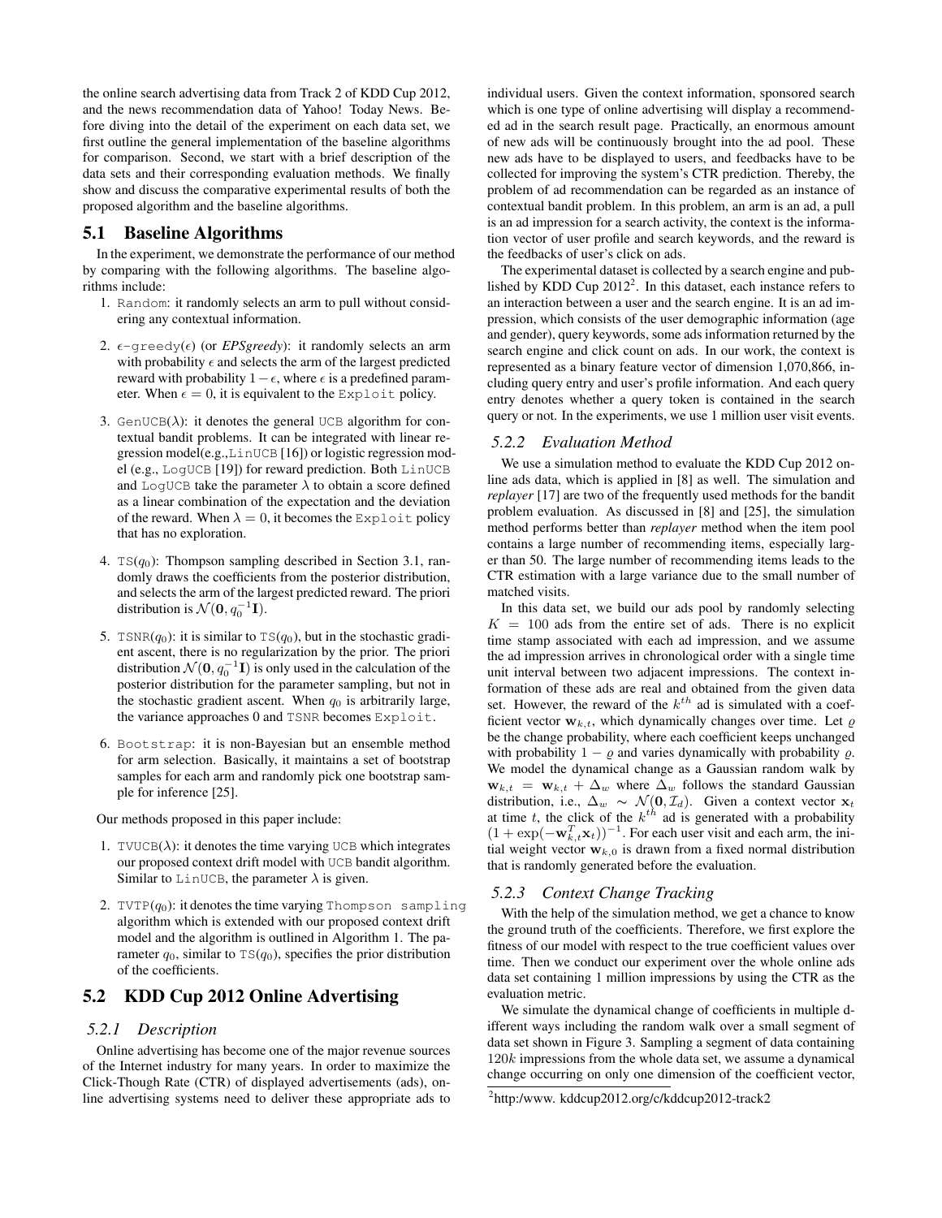the online search advertising data from Track 2 of KDD Cup 2012, and the news recommendation data of Yahoo! Today News. Before diving into the detail of the experiment on each data set, we first outline the general implementation of the baseline algorithms for comparison. Second, we start with a brief description of the data sets and their corresponding evaluation methods. We finally show and discuss the comparative experimental results of both the proposed algorithm and the baseline algorithms.

## 5.1 Baseline Algorithms

In the experiment, we demonstrate the performance of our method by comparing with the following algorithms. The baseline algorithms include:

1. `Random`: it randomly selects an arm to pull without considering any contextual information.
2. $\epsilon$-`greedy`($\epsilon$) (or *EPSgreedy*): it randomly selects an arm with probability $\epsilon$ and selects the arm of the largest predicted reward with probability $1-\epsilon$, where $\epsilon$ is a predefined parameter. When $\epsilon = 0$, it is equivalent to the `Exploit` policy.
3. `GenUCB`($\lambda$): it denotes the general `UCB` algorithm for contextual bandit problems. It can be integrated with linear regression model(e.g.,`LinUCB` [16]) or logistic regression model (e.g., `LogUCB` [19]) for reward prediction. Both `LinUCB` and `LogUCB` take the parameter $\lambda$ to obtain a score defined as a linear combination of the expectation and the deviation of the reward. When $\lambda = 0$, it becomes the `Exploit` policy that has no exploration.
4. `TS`($q_0$): Thompson sampling described in Section 3.1, randomly draws the coefficients from the posterior distribution, and selects the arm of the largest predicted reward. The priori distribution is $\mathcal{N}(\mathbf{0}, q_0^{-1}\mathbf{I})$.
5. `TSNR`($q_0$): it is similar to `TS`($q_0$), but in the stochastic gradient ascent, there is no regularization by the prior. The priori distribution $\mathcal{N}(\mathbf{0}, q_0^{-1}\mathbf{I})$ is only used in the calculation of the posterior distribution for the parameter sampling, but not in the stochastic gradient ascent. When $q_0$ is arbitrarily large, the variance approaches 0 and `TSNR` becomes `Exploit`.
6. `Bootstrap`: it is non-Bayesian but an ensemble method for arm selection. Basically, it maintains a set of bootstrap samples for each arm and randomly pick one bootstrap sample for inference [25].

Our methods proposed in this paper include:

1. `TVUCB`($\lambda$): it denotes the time varying `UCB` which integrates our proposed context drift model with `UCB` bandit algorithm. Similar to `LinUCB`, the parameter $\lambda$ is given.
2. `TVTP`($q_0$): it denotes the time varying `Thompson sampling` algorithm which is extended with our proposed context drift model and the algorithm is outlined in Algorithm 1. The parameter $q_0$, similar to `TS`($q_0$), specifies the prior distribution of the coefficients.

## 5.2 KDD Cup 2012 Online Advertising

### 5.2.1 Description

Online advertising has become one of the major revenue sources of the Internet industry for many years. In order to maximize the Click-Though Rate (CTR) of displayed advertisements (ads), online advertising systems need to deliver these appropriate ads to individual users. Given the context information, sponsored search which is one type of online advertising will display a recommended ad in the search result page. Practically, an enormous amount of new ads will be continuously brought into the ad pool. These new ads have to be displayed to users, and feedbacks have to be collected for improving the system's CTR prediction. Thereby, the problem of ad recommendation can be regarded as an instance of contextual bandit problem. In this problem, an arm is an ad, a pull is an ad impression for a search activity, the context is the information vector of user profile and search keywords, and the reward is the feedbacks of user's click on ads.

The experimental dataset is collected by a search engine and published by KDD Cup 2012[2]. In this dataset, each instance refers to an interaction between a user and the search engine. It is an ad impression, which consists of the user demographic information (age and gender), query keywords, some ads information returned by the search engine and click count on ads. In our work, the context is represented as a binary feature vector of dimension 1,070,866, including query entry and user's profile information. And each query entry denotes whether a query token is contained in the search query or not. In the experiments, we use 1 million user visit events.

### 5.2.2 Evaluation Method

We use a simulation method to evaluate the KDD Cup 2012 online ads data, which is applied in [8] as well. The simulation and *replayer* [17] are two of the frequently used methods for the bandit problem evaluation. As discussed in [8] and [25], the simulation method performs better than *replayer* method when the item pool contains a large number of recommending items, especially larger than 50. The large number of recommending items leads to the CTR estimation with a large variance due to the small number of matched visits.

In this data set, we build our ads pool by randomly selecting $K = 100$ ads from the entire set of ads. There is no explicit time stamp associated with each ad impression, and we assume the ad impression arrives in chronological order with a single time unit interval between two adjacent impressions. The context information of these ads are real and obtained from the given data set. However, the reward of the $k^{th}$ ad is simulated with a coefficient vector $\mathbf{w}_{k,t}$, which dynamically changes over time. Let $\varrho$ be the change probability, where each coefficient keeps unchanged with probability $1-\varrho$ and varies dynamically with probability $\varrho$. We model the dynamical change as a Gaussian random walk by $\mathbf{w}_{k,t} = \mathbf{w}_{k,t} + \Delta_w$ where $\Delta_w$ follows the standard Gaussian distribution, i.e., $\Delta_w \sim \mathcal{N}(\mathbf{0}, \mathcal{I}_d)$. Given a context vector $\mathbf{x}_t$ at time $t$, the click of the $k^{th}$ ad is generated with a probability $(1+\exp(-\mathbf{w}_{k,t}^T\mathbf{x}_t))^{-1}$. For each user visit and each arm, the initial weight vector $\mathbf{w}_{k,0}$ is drawn from a fixed normal distribution that is randomly generated before the evaluation.

### 5.2.3 Context Change Tracking

With the help of the simulation method, we get a chance to know the ground truth of the coefficients. Therefore, we first explore the fitness of our model with respect to the true coefficient values over time. Then we conduct our experiment over the whole online ads data set containing 1 million impressions by using the CTR as the evaluation metric.

We simulate the dynamical change of coefficients in multiple different ways including the random walk over a small segment of data set shown in Figure 3. Sampling a segment of data containing $120k$ impressions from the whole data set, we assume a dynamical change occurring on only one dimension of the coefficient vector,

[2]http:/www. kddcup2012.org/c/kddcup2012-track2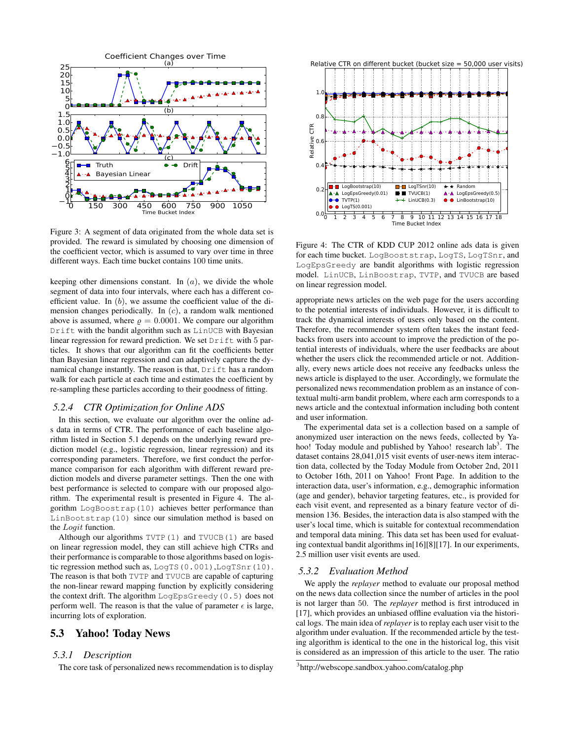Coefficient Changes over Time

(a)

25
20
15
10
5
0

(b)

1.5
1.0
0.5
0.0
−0.5
−1.0

(c)

6
5
4
3
2
1
0
−1

Truth
Bayesian Linear
Drift

0 150 300 450 600 750 900 1050

Time Bucket Index

Figure 3: A segment of data originated from the whole data set is provided. The reward is simulated by choosing one dimension of the coefficient vector, which is assumed to vary over time in three different ways. Each time bucket contains 100 time units.

keeping other dimensions constant. In $(a)$, we divide the whole segment of data into four intervals, where each has a different coefficient value. In $(b)$, we assume the coefficient value of the dimension changes periodically. In $(c)$, a random walk mentioned above is assumed, where $\varrho = 0.0001$. We compare our algorithm `Drift` with the bandit algorithm such as `LinUCB` with Bayesian linear regression for reward prediction. We set `Drift` with 5 particles. It shows that our algorithm can fit the coefficients better than Bayesian linear regression and can adaptively capture the dynamical change instantly. The reason is that, `Drift` has a random walk for each particle at each time and estimates the coefficient by re-sampling these particles according to their goodness of fitting.

### 5.2.4 CTR Optimization for Online ADS

In this section, we evaluate our algorithm over the online ads data in terms of CTR. The performance of each baseline algorithm listed in Section 5.1 depends on the underlying reward prediction model (e.g., logistic regression, linear regression) and its corresponding parameters. Therefore, we first conduct the performance comparison for each algorithm with different reward prediction models and diverse parameter settings. Then the one with best performance is selected to compare with our proposed algorithm. The experimental result is presented in Figure 4. The algorithm `LogBoostrap(10)` achieves better performance than `LinBootstrap(10)` since our simulation method is based on the *Logit* function.

Although our algorithms `TVTP(1)` and `TVUCB(1)` are based on linear regression model, they can still achieve high CTRs and their performance is comparable to those algorithms based on logistic regression method such as, `LogTS(0.001)`,`LogTSnr(10)`. The reason is that both `TVTP` and `TVUCB` are capable of capturing the non-linear reward mapping function by explicitly considering the context drift. The algorithm `LogEpsGreedy(0.5)` does not perform well. The reason is that the value of parameter $\epsilon$ is large, incurring lots of exploration.

Relative CTR on different bucket (bucket size = 50,000 user visits)

Relative CTR

1.0
0.8
0.6
0.4
0.2
0.0

0 1 2 3 4 5 6 7 8 9 10 11 12 13 14 15 16 17 18

Time Bucket Index

LogBootstrap(10)
LogEpsGreedy(0.01)
TVTP(1)
LogTS(0.001)
LogTSnr(10)
TVUCB(1)
LinUCB(0.3)
Random
LogEpsGreedy(0.5)
LinBootstrap(10)

Figure 4: The CTR of KDD CUP 2012 online ads data is given for each time bucket. `LogBooststrap`, `LogTS`, `LogTSnr`, and `LogEpsGreedy` are bandit algorithms with logistic regression model. `LinUCB`, `LinBoostrap`, `TVTP`, and `TVUCB` are based on linear regression model.

## 5.3 Yahoo! Today News

### 5.3.1 Description

The core task of personalized news recommendation is to display appropriate news articles on the web page for the users according to the potential interests of individuals. However, it is difficult to track the dynamical interests of users only based on the content. Therefore, the recommender system often takes the instant feedbacks from users into account to improve the prediction of the potential interests of individuals, where the user feedbacks are about whether the users click the recommended article or not. Additionally, every news article does not receive any feedbacks unless the news article is displayed to the user. Accordingly, we formulate the personalized news recommendation problem as an instance of contextual multi-arm bandit problem, where each arm corresponds to a news article and the contextual information including both content and user information.

The experimental data set is a collection based on a sample of anonymized user interaction on the news feeds, collected by Yahoo! Today module and published by Yahoo! research lab[3]. The dataset contains 28,041,015 visit events of user-news item interaction data, collected by the Today Module from October 2nd, 2011 to October 16th, 2011 on Yahoo! Front Page. In addition to the interaction data, user's information, e.g., demographic information (age and gender), behavior targeting features, etc., is provided for each visit event, and represented as a binary feature vector of dimension 136. Besides, the interaction data is also stamped with the user's local time, which is suitable for contextual recommendation and temporal data mining. This data set has been used for evaluating contextual bandit algorithms in[16][8][17]. In our experiments, 2.5 million user visit events are used.

### 5.3.2 Evaluation Method

We apply the *replayer* method to evaluate our proposal method on the news data collection since the number of articles in the pool is not larger than 50. The *replayer* method is first introduced in [17], which provides an unbiased offline evaluation via the historical logs. The main idea of *replayer* is to replay each user visit to the algorithm under evaluation. If the recommended article by the testing algorithm is identical to the one in the historical log, this visit is considered as an impression of this article to the user. The ratio

[3]http://webscope.sandbox.yahoo.com/catalog.php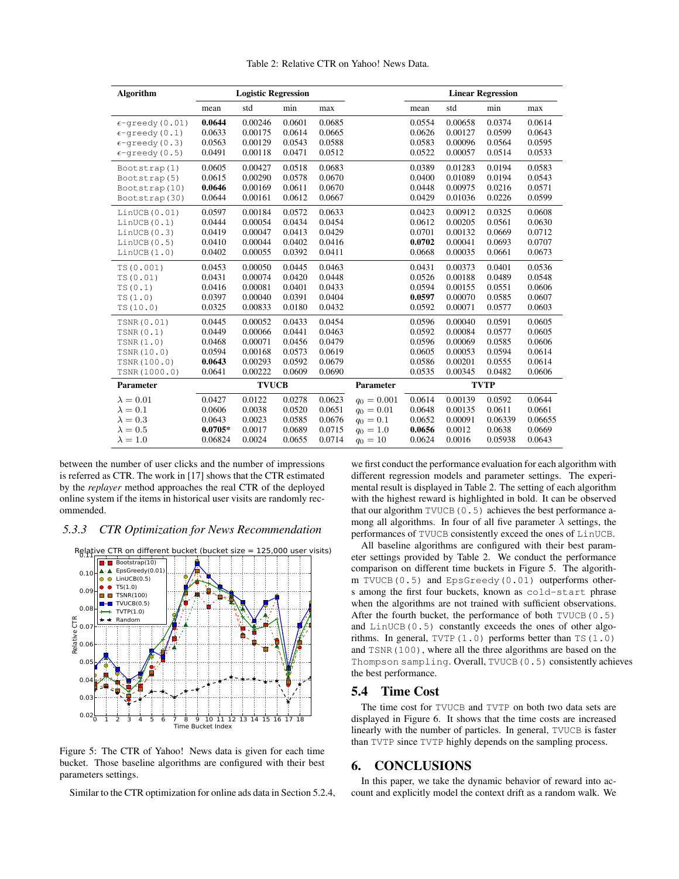Table 2: Relative CTR on Yahoo! News Data.

| Algorithm | Logistic Regression | | | | | Linear Regression | | | |
|---|---|---|---|---|---|---|---|---|---|
| | mean | std | min | max | | mean | std | min | max |
| $\epsilon$-greedy(0.01) | **0.0644** | 0.00246 | 0.0601 | 0.0685 | | 0.0554 | 0.00658 | 0.0374 | 0.0614 |
| $\epsilon$-greedy(0.1) | 0.0633 | 0.00175 | 0.0614 | 0.0665 | | 0.0626 | 0.00127 | 0.0599 | 0.0643 |
| $\epsilon$-greedy(0.3) | 0.0563 | 0.00129 | 0.0543 | 0.0588 | | 0.0583 | 0.00096 | 0.0564 | 0.0595 |
| $\epsilon$-greedy(0.5) | 0.0491 | 0.00118 | 0.0471 | 0.0512 | | 0.0522 | 0.00057 | 0.0514 | 0.0533 |
| Bootstrap(1) | 0.0605 | 0.00427 | 0.0518 | 0.0683 | | 0.0389 | 0.01283 | 0.0194 | 0.0583 |
| Bootstrap(5) | 0.0615 | 0.00290 | 0.0578 | 0.0670 | | 0.0400 | 0.01089 | 0.0194 | 0.0543 |
| Bootstrap(10) | **0.0646** | 0.00169 | 0.0611 | 0.0670 | | 0.0448 | 0.00975 | 0.0216 | 0.0571 |
| Bootstrap(30) | 0.0644 | 0.00161 | 0.0612 | 0.0667 | | 0.0429 | 0.01036 | 0.0226 | 0.0599 |
| LinUCB(0.01) | 0.0597 | 0.00184 | 0.0572 | 0.0633 | | 0.0423 | 0.00912 | 0.0325 | 0.0608 |
| LinUCB(0.1) | 0.0444 | 0.00054 | 0.0434 | 0.0454 | | 0.0612 | 0.00205 | 0.0561 | 0.0630 |
| LinUCB(0.3) | 0.0419 | 0.00047 | 0.0413 | 0.0429 | | 0.0701 | 0.00132 | 0.0669 | 0.0712 |
| LinUCB(0.5) | 0.0410 | 0.00044 | 0.0402 | 0.0416 | | **0.0702** | 0.00041 | 0.0693 | 0.0707 |
| LinUCB(1.0) | 0.0402 | 0.00055 | 0.0392 | 0.0411 | | 0.0668 | 0.00035 | 0.0661 | 0.0673 |
| TS(0.001) | 0.0453 | 0.00050 | 0.0445 | 0.0463 | | 0.0431 | 0.00373 | 0.0401 | 0.0536 |
| TS(0.01) | 0.0431 | 0.00074 | 0.0420 | 0.0448 | | 0.0526 | 0.00188 | 0.0489 | 0.0548 |
| TS(0.1) | 0.0416 | 0.00081 | 0.0401 | 0.0433 | | 0.0594 | 0.00155 | 0.0551 | 0.0606 |
| TS(1.0) | 0.0397 | 0.00040 | 0.0391 | 0.0404 | | **0.0597** | 0.00070 | 0.0585 | 0.0607 |
| TS(10.0) | 0.0325 | 0.00833 | 0.0180 | 0.0432 | | 0.0592 | 0.00071 | 0.0577 | 0.0603 |
| TSNR(0.01) | 0.0445 | 0.00052 | 0.0433 | 0.0454 | | 0.0596 | 0.00040 | 0.0591 | 0.0605 |
| TSNR(0.1) | 0.0449 | 0.00066 | 0.0441 | 0.0463 | | 0.0592 | 0.00084 | 0.0577 | 0.0605 |
| TSNR(1.0) | 0.0468 | 0.00071 | 0.0456 | 0.0479 | | 0.0596 | 0.00069 | 0.0585 | 0.0606 |
| TSNR(10.0) | 0.0594 | 0.00168 | 0.0573 | 0.0619 | | 0.0605 | 0.00053 | 0.0594 | 0.0614 |
| TSNR(100.0) | **0.0643** | 0.00293 | 0.0592 | 0.0679 | | 0.0586 | 0.00201 | 0.0555 | 0.0614 |
| TSNR(1000.0) | 0.0641 | 0.00222 | 0.0609 | 0.0690 | | 0.0535 | 0.00345 | 0.0482 | 0.0606 |
| **Parameter** | **TVUCB** | | | | **Parameter** | **TVTP** | | | |
| $\lambda = 0.01$ | 0.0427 | 0.0122 | 0.0278 | 0.0623 | $q_0 = 0.001$ | 0.0614 | 0.00139 | 0.0592 | 0.0644 |
| $\lambda = 0.1$ | 0.0606 | 0.0038 | 0.0520 | 0.0651 | $q_0 = 0.01$ | 0.0648 | 0.00135 | 0.0611 | 0.0661 |
| $\lambda = 0.3$ | 0.0643 | 0.0023 | 0.0585 | 0.0676 | $q_0 = 0.1$ | 0.0652 | 0.00091 | 0.06339 | 0.06655 |
| $\lambda = 0.5$ | **0.0705*** | 0.0017 | 0.0689 | 0.0715 | $q_0 = 1.0$ | **0.0656** | 0.0012 | 0.0638 | 0.0669 |
| $\lambda = 1.0$ | 0.06824 | 0.0024 | 0.0655 | 0.0714 | $q_0 = 10$ | 0.0624 | 0.0016 | 0.05938 | 0.0643 |

between the number of user clicks and the number of impressions is referred as CTR. The work in [17] shows that the CTR estimated by the *replayer* method approaches the real CTR of the deployed online system if the items in historical user visits are randomly recommended.

#### 5.3.3 *CTR Optimization for News Recommendation*

Relative CTR on different bucket (bucket size = 125,000 user visits)

Bootstrap(10)
EpsGreedy(0.01)
LinUCB(0.5)
TS(1.0)
TSNR(100)
TVUCB(0.5)
TVTP(1.0)
Random

Relative CTR

0.02 0.03 0.04 0.05 0.06 0.07 0.08 0.09 0.10 0.11

Time Bucket Index

0 1 2 3 4 5 6 7 8 9 10 11 12 13 14 15 16 17 18

Figure 5: The CTR of Yahoo! News data is given for each time bucket. Those baseline algorithms are configured with their best parameters settings.

Similar to the CTR optimization for online ads data in Section 5.2.4, we first conduct the performance evaluation for each algorithm with different regression models and parameter settings. The experimental result is displayed in Table 2. The setting of each algorithm with the highest reward is highlighted in bold. It can be observed that our algorithm TVUCB(0.5) achieves the best performance among all algorithms. In four of all five parameter $\lambda$ settings, the performances of TVUCB consistently exceed the ones of LinUCB.

All baseline algorithms are configured with their best parameter settings provided by Table 2. We conduct the performance comparison on different time buckets in Figure 5. The algorithm TVUCB(0.5) and EpsGreedy(0.01) outperforms others among the first four buckets, known as cold-start phrase when the algorithms are not trained with sufficient observations. After the fourth bucket, the performance of both TVUCB(0.5) and LinUCB(0.5) constantly exceeds the ones of other algorithms. In general, TVTP(1.0) performs better than TS(1.0) and TSNR(100), where all the three algorithms are based on the Thompson sampling. Overall, TVUCB(0.5) consistently achieves the best performance.

## 5.4 Time Cost

The time cost for TVUCB and TVTP on both two data sets are displayed in Figure 6. It shows that the time costs are increased linearly with the number of particles. In general, TVUCB is faster than TVTP since TVTP highly depends on the sampling process.

# 6. CONCLUSIONS

In this paper, we take the dynamic behavior of reward into account and explicitly model the context drift as a random walk. We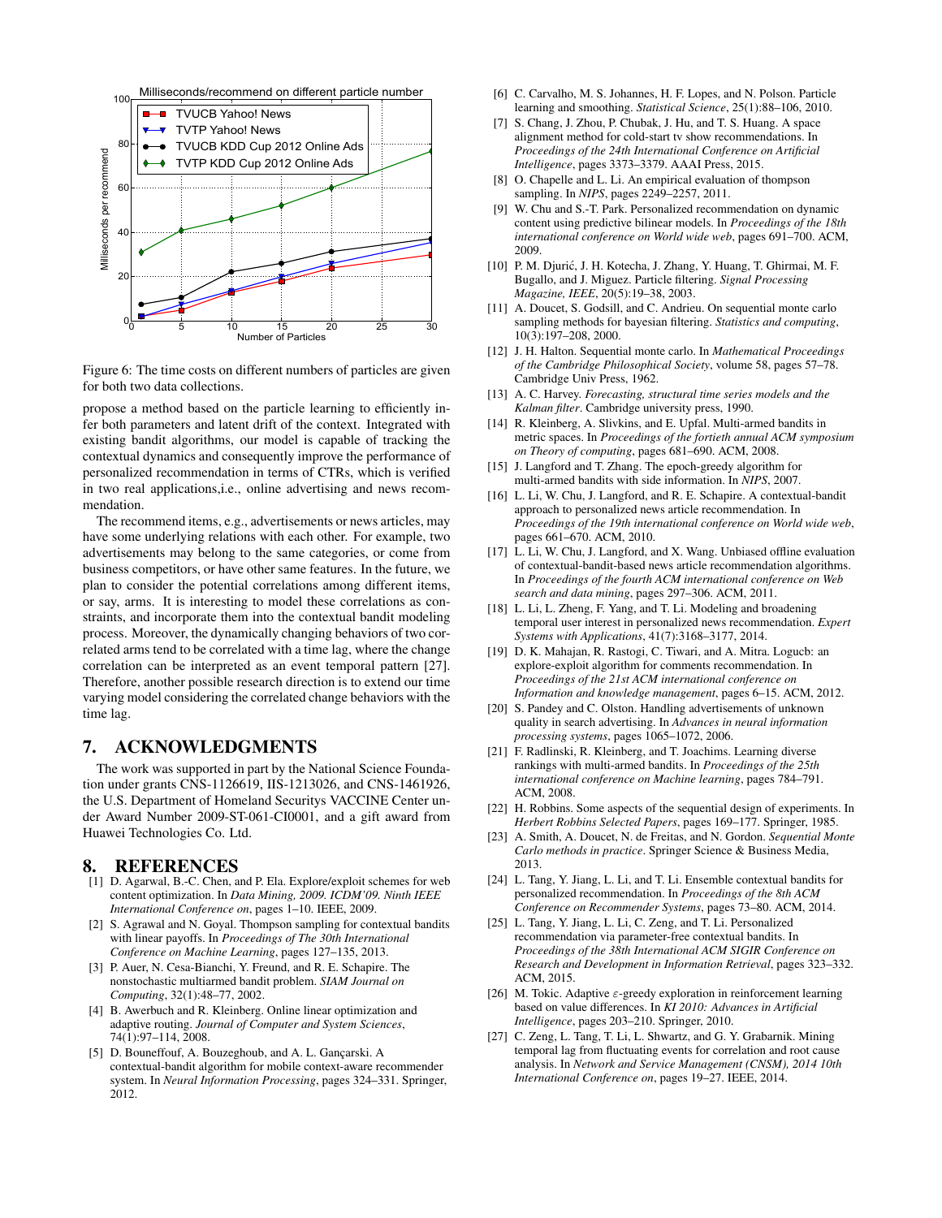Milliseconds/recommend on different particle number

Milliseconds per recommend

Number of Particles

TVUCB Yahoo! News
TVTP Yahoo! News
TVUCB KDD Cup 2012 Online Ads
TVTP KDD Cup 2012 Online Ads

0 5 10 15 20 25 30

0 20 40 60 80 100

Figure 6: The time costs on different numbers of particles are given for both two data collections.

propose a method based on the particle learning to efficiently infer both parameters and latent drift of the context. Integrated with existing bandit algorithms, our model is capable of tracking the contextual dynamics and consequently improve the performance of personalized recommendation in terms of CTRs, which is verified in two real applications,i.e., online advertising and news recommendation.

The recommend items, e.g., advertisements or news articles, may have some underlying relations with each other. For example, two advertisements may belong to the same categories, or come from business competitors, or have other same features. In the future, we plan to consider the potential correlations among different items, or say, arms. It is interesting to model these correlations as constraints, and incorporate them into the contextual bandit modeling process. Moreover, the dynamically changing behaviors of two correlated arms tend to be correlated with a time lag, where the change correlation can be interpreted as an event temporal pattern [27]. Therefore, another possible research direction is to extend our time varying model considering the correlated change behaviors with the time lag.

## 7. ACKNOWLEDGMENTS

The work was supported in part by the National Science Foundation under grants CNS-1126619, IIS-1213026, and CNS-1461926, the U.S. Department of Homeland Securitys VACCINE Center under Award Number 2009-ST-061-CI0001, and a gift award from Huawei Technologies Co. Ltd.

## 8. REFERENCES

[1] D. Agarwal, B.-C. Chen, and P. Ela. Explore/exploit schemes for web content optimization. In *Data Mining, 2009. ICDM'09. Ninth IEEE International Conference on*, pages 1–10. IEEE, 2009.

[2] S. Agrawal and N. Goyal. Thompson sampling for contextual bandits with linear payoffs. In *Proceedings of The 30th International Conference on Machine Learning*, pages 127–135, 2013.

[3] P. Auer, N. Cesa-Bianchi, Y. Freund, and R. E. Schapire. The nonstochastic multiarmed bandit problem. *SIAM Journal on Computing*, 32(1):48–77, 2002.

[4] B. Awerbuch and R. Kleinberg. Online linear optimization and adaptive routing. *Journal of Computer and System Sciences*, 74(1):97–114, 2008.

[5] D. Bouneffouf, A. Bouzeghoub, and A. L. Gançarski. A contextual-bandit algorithm for mobile context-aware recommender system. In *Neural Information Processing*, pages 324–331. Springer, 2012.

[6] C. Carvalho, M. S. Johannes, H. F. Lopes, and N. Polson. Particle learning and smoothing. *Statistical Science*, 25(1):88–106, 2010.

[7] S. Chang, J. Zhou, P. Chubak, J. Hu, and T. S. Huang. A space alignment method for cold-start tv show recommendations. In *Proceedings of the 24th International Conference on Artificial Intelligence*, pages 3373–3379. AAAI Press, 2015.

[8] O. Chapelle and L. Li. An empirical evaluation of thompson sampling. In *NIPS*, pages 2249–2257, 2011.

[9] W. Chu and S.-T. Park. Personalized recommendation on dynamic content using predictive bilinear models. In *Proceedings of the 18th international conference on World wide web*, pages 691–700. ACM, 2009.

[10] P. M. Djurić, J. H. Kotecha, J. Zhang, Y. Huang, T. Ghirmai, M. F. Bugallo, and J. Miguez. Particle filtering. *Signal Processing Magazine, IEEE*, 20(5):19–38, 2003.

[11] A. Doucet, S. Godsill, and C. Andrieu. On sequential monte carlo sampling methods for bayesian filtering. *Statistics and computing*, 10(3):197–208, 2000.

[12] J. H. Halton. Sequential monte carlo. In *Mathematical Proceedings of the Cambridge Philosophical Society*, volume 58, pages 57–78. Cambridge Univ Press, 1962.

[13] A. C. Harvey. *Forecasting, structural time series models and the Kalman filter*. Cambridge university press, 1990.

[14] R. Kleinberg, A. Slivkins, and E. Upfal. Multi-armed bandits in metric spaces. In *Proceedings of the fortieth annual ACM symposium on Theory of computing*, pages 681–690. ACM, 2008.

[15] J. Langford and T. Zhang. The epoch-greedy algorithm for multi-armed bandits with side information. In *NIPS*, 2007.

[16] L. Li, W. Chu, J. Langford, and R. E. Schapire. A contextual-bandit approach to personalized news article recommendation. In *Proceedings of the 19th international conference on World wide web*, pages 661–670. ACM, 2010.

[17] L. Li, W. Chu, J. Langford, and X. Wang. Unbiased offline evaluation of contextual-bandit-based news article recommendation algorithms. In *Proceedings of the fourth ACM international conference on Web search and data mining*, pages 297–306. ACM, 2011.

[18] L. Li, L. Zheng, F. Yang, and T. Li. Modeling and broadening temporal user interest in personalized news recommendation. *Expert Systems with Applications*, 41(7):3168–3177, 2014.

[19] D. K. Mahajan, R. Rastogi, C. Tiwari, and A. Mitra. Logucb: an explore-exploit algorithm for comments recommendation. In *Proceedings of the 21st ACM international conference on Information and knowledge management*, pages 6–15. ACM, 2012.

[20] S. Pandey and C. Olston. Handling advertisements of unknown quality in search advertising. In *Advances in neural information processing systems*, pages 1065–1072, 2006.

[21] F. Radlinski, R. Kleinberg, and T. Joachims. Learning diverse rankings with multi-armed bandits. In *Proceedings of the 25th international conference on Machine learning*, pages 784–791. ACM, 2008.

[22] H. Robbins. Some aspects of the sequential design of experiments. In *Herbert Robbins Selected Papers*, pages 169–177. Springer, 1985.

[23] A. Smith, A. Doucet, N. de Freitas, and N. Gordon. *Sequential Monte Carlo methods in practice*. Springer Science & Business Media, 2013.

[24] L. Tang, Y. Jiang, L. Li, and T. Li. Ensemble contextual bandits for personalized recommendation. In *Proceedings of the 8th ACM Conference on Recommender Systems*, pages 73–80. ACM, 2014.

[25] L. Tang, Y. Jiang, L. Li, C. Zeng, and T. Li. Personalized recommendation via parameter-free contextual bandits. In *Proceedings of the 38th International ACM SIGIR Conference on Research and Development in Information Retrieval*, pages 323–332. ACM, 2015.

[26] M. Tokic. Adaptive $\varepsilon$-greedy exploration in reinforcement learning based on value differences. In *KI 2010: Advances in Artificial Intelligence*, pages 203–210. Springer, 2010.

[27] C. Zeng, L. Tang, T. Li, L. Shwartz, and G. Y. Grabarnik. Mining temporal lag from fluctuating events for correlation and root cause analysis. In *Network and Service Management (CNSM), 2014 10th International Conference on*, pages 19–27. IEEE, 2014.